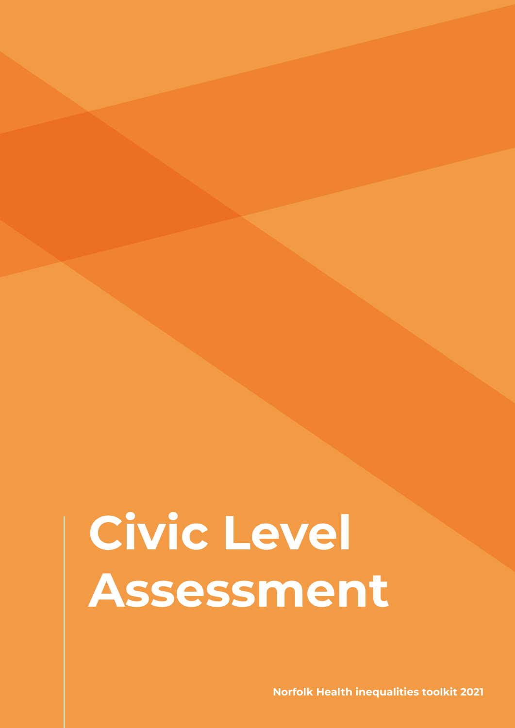# Civic Level Assessment

Norfolk Health inequalities toolkit 2021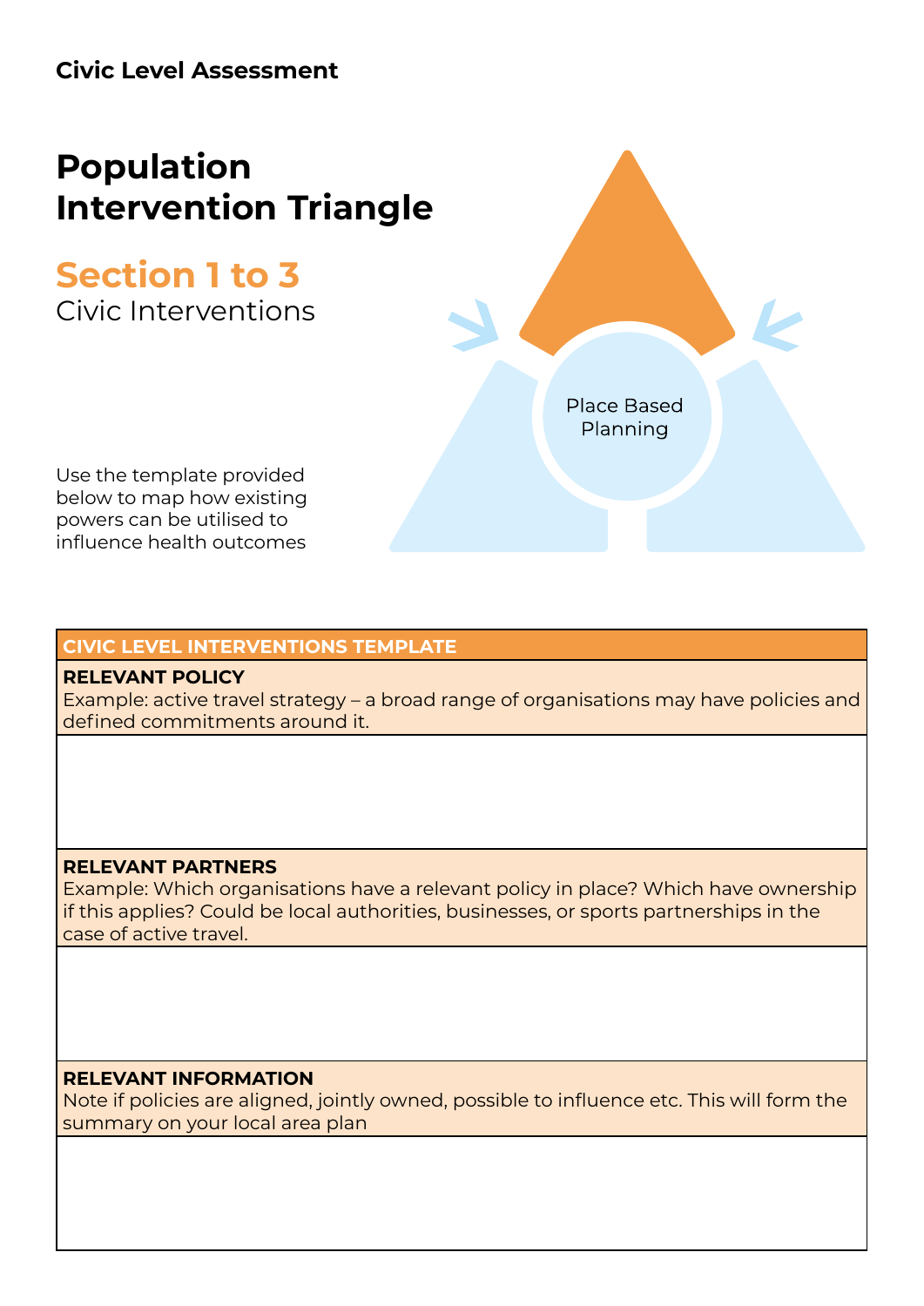**Civic Level Assessment**

# Population Intervention Triangle

## Section 1 to 3

Civic Interventions

Place Based Planning

Use the template provided below to map how existing powers can be utilised to influence health outcomes

| CIVIC LEVEL INTERVENTIONS TEMPLATE |
| --- |
| **RELEVANT POLICY**<br>Example: active travel strategy – a broad range of organisations may have policies and defined commitments around it. |
| |
| **RELEVANT PARTNERS**<br>Example: Which organisations have a relevant policy in place? Which have ownership if this applies? Could be local authorities, businesses, or sports partnerships in the case of active travel. |
| |
| **RELEVANT INFORMATION**<br>Note if policies are aligned, jointly owned, possible to influence etc. This will form the summary on your local area plan |
| |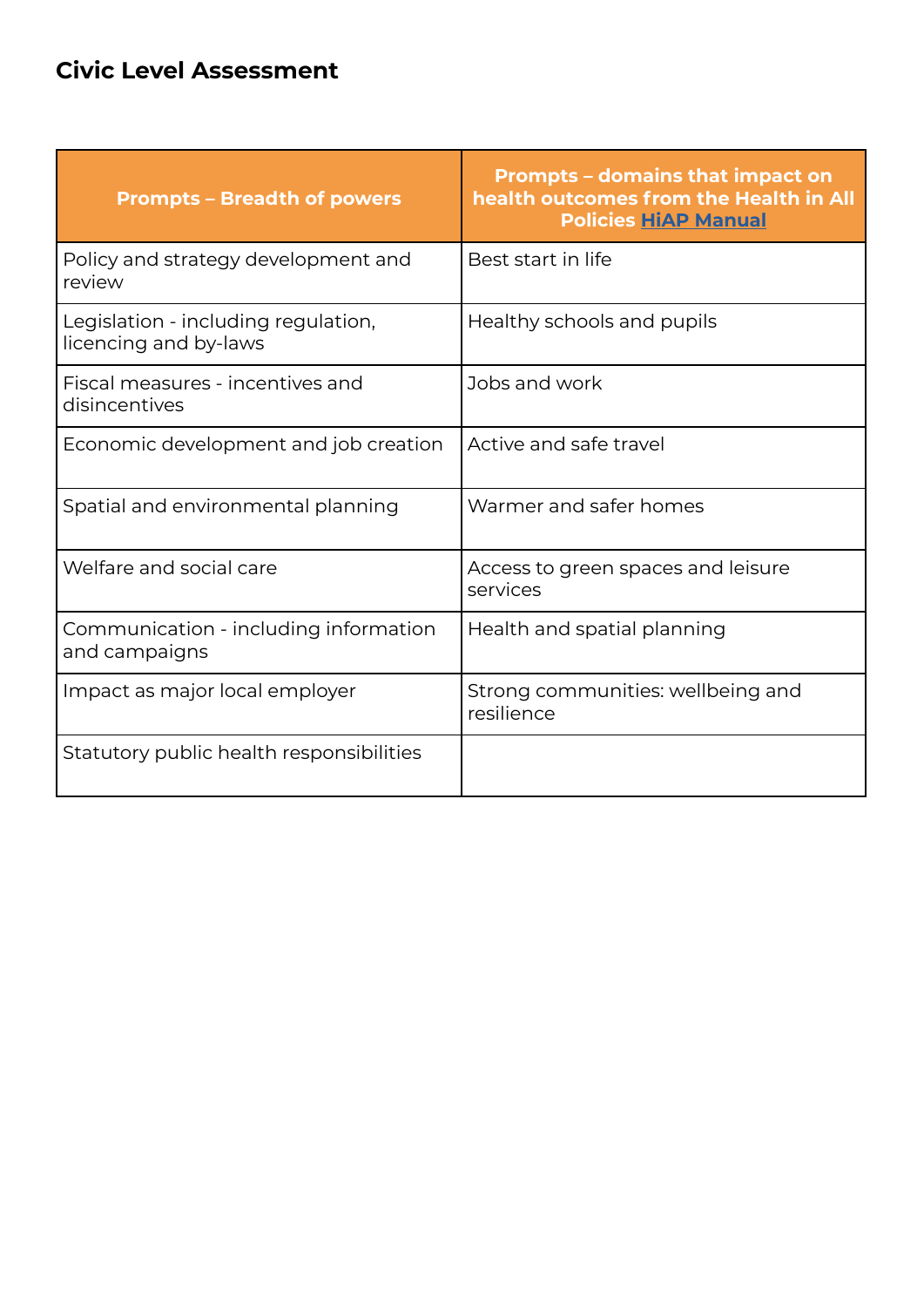## Civic Level Assessment

| Prompts – Breadth of powers | Prompts – domains that impact on health outcomes from the Health in All Policies HiAP Manual |
|---|---|
| Policy and strategy development and review | Best start in life |
| Legislation - including regulation, licencing and by-laws | Healthy schools and pupils |
| Fiscal measures - incentives and disincentives | Jobs and work |
| Economic development and job creation | Active and safe travel |
| Spatial and environmental planning | Warmer and safer homes |
| Welfare and social care | Access to green spaces and leisure services |
| Communication - including information and campaigns | Health and spatial planning |
| Impact as major local employer | Strong communities: wellbeing and resilience |
| Statutory public health responsibilities | |